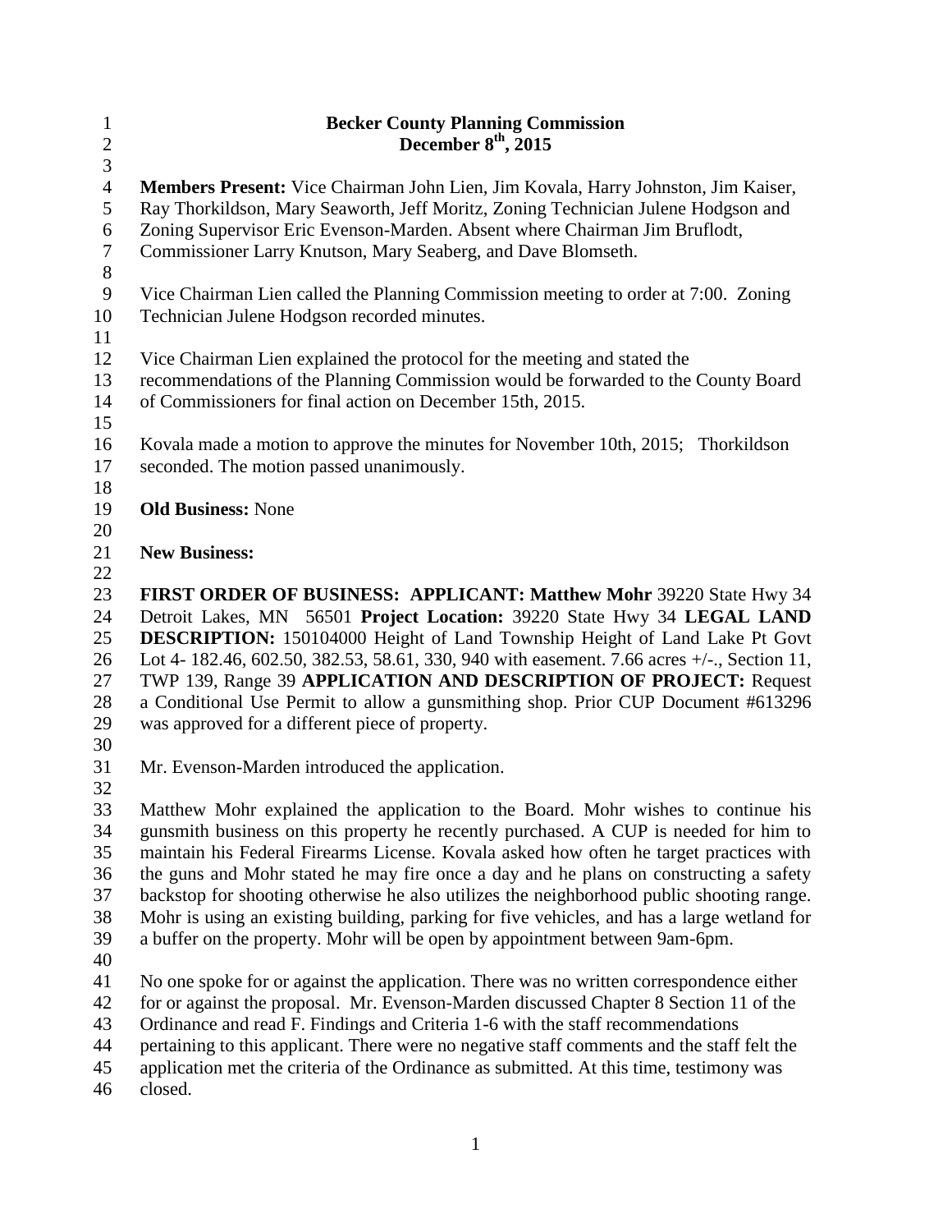# Becker County Planning Commission
## December 8th, 2015

**Members Present:** Vice Chairman John Lien, Jim Kovala, Harry Johnston, Jim Kaiser, Ray Thorkildson, Mary Seaworth, Jeff Moritz, Zoning Technician Julene Hodgson and Zoning Supervisor Eric Evenson-Marden. Absent where Chairman Jim Bruflodt, Commissioner Larry Knutson, Mary Seaberg, and Dave Blomseth.

Vice Chairman Lien called the Planning Commission meeting to order at 7:00. Zoning Technician Julene Hodgson recorded minutes.

Vice Chairman Lien explained the protocol for the meeting and stated the recommendations of the Planning Commission would be forwarded to the County Board of Commissioners for final action on December 15th, 2015.

Kovala made a motion to approve the minutes for November 10th, 2015; Thorkildson seconded. The motion passed unanimously.

**Old Business:** None

**New Business:**

**FIRST ORDER OF BUSINESS: APPLICANT: Matthew Mohr** 39220 State Hwy 34 Detroit Lakes, MN 56501 **Project Location:** 39220 State Hwy 34 **LEGAL LAND DESCRIPTION:** 150104000 Height of Land Township Height of Land Lake Pt Govt Lot 4- 182.46, 602.50, 382.53, 58.61, 330, 940 with easement. 7.66 acres +/-., Section 11, TWP 139, Range 39 **APPLICATION AND DESCRIPTION OF PROJECT:** Request a Conditional Use Permit to allow a gunsmithing shop. Prior CUP Document #613296 was approved for a different piece of property.

Mr. Evenson-Marden introduced the application.

Matthew Mohr explained the application to the Board. Mohr wishes to continue his gunsmith business on this property he recently purchased. A CUP is needed for him to maintain his Federal Firearms License. Kovala asked how often he target practices with the guns and Mohr stated he may fire once a day and he plans on constructing a safety backstop for shooting otherwise he also utilizes the neighborhood public shooting range. Mohr is using an existing building, parking for five vehicles, and has a large wetland for a buffer on the property. Mohr will be open by appointment between 9am-6pm.

No one spoke for or against the application. There was no written correspondence either for or against the proposal. Mr. Evenson-Marden discussed Chapter 8 Section 11 of the Ordinance and read F. Findings and Criteria 1-6 with the staff recommendations pertaining to this applicant. There were no negative staff comments and the staff felt the application met the criteria of the Ordinance as submitted. At this time, testimony was closed.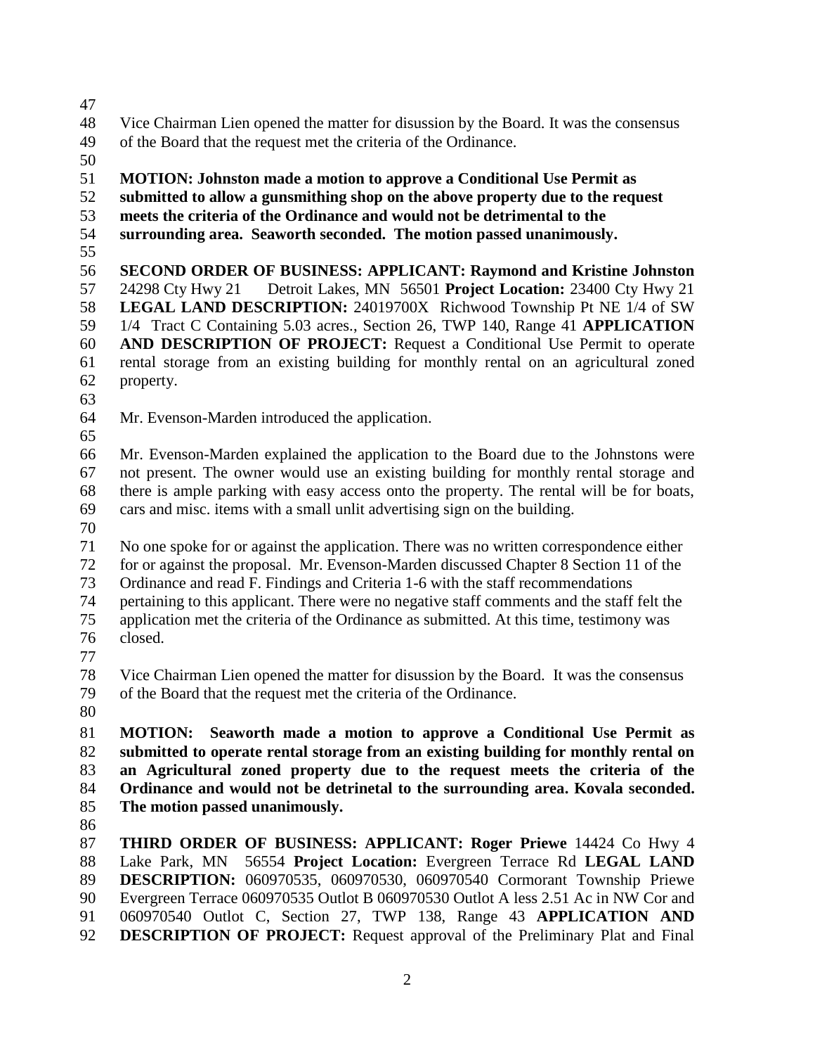Vice Chairman Lien opened the matter for disussion by the Board. It was the consensus of the Board that the request met the criteria of the Ordinance.

**MOTION: Johnston made a motion to approve a Conditional Use Permit as submitted to allow a gunsmithing shop on the above property due to the request meets the criteria of the Ordinance and would not be detrimental to the surrounding area. Seaworth seconded. The motion passed unanimously.**

**SECOND ORDER OF BUSINESS: APPLICANT: Raymond and Kristine Johnston** 24298 Cty Hwy 21 Detroit Lakes, MN 56501 **Project Location:** 23400 Cty Hwy 21 **LEGAL LAND DESCRIPTION:** 24019700X Richwood Township Pt NE 1/4 of SW 1/4 Tract C Containing 5.03 acres., Section 26, TWP 140, Range 41 **APPLICATION AND DESCRIPTION OF PROJECT:** Request a Conditional Use Permit to operate rental storage from an existing building for monthly rental on an agricultural zoned property.

Mr. Evenson-Marden introduced the application.

Mr. Evenson-Marden explained the application to the Board due to the Johnstons were not present. The owner would use an existing building for monthly rental storage and there is ample parking with easy access onto the property. The rental will be for boats, cars and misc. items with a small unlit advertising sign on the building.

No one spoke for or against the application. There was no written correspondence either for or against the proposal. Mr. Evenson-Marden discussed Chapter 8 Section 11 of the Ordinance and read F. Findings and Criteria 1-6 with the staff recommendations pertaining to this applicant. There were no negative staff comments and the staff felt the application met the criteria of the Ordinance as submitted. At this time, testimony was closed.

Vice Chairman Lien opened the matter for disussion by the Board. It was the consensus of the Board that the request met the criteria of the Ordinance.

**MOTION: Seaworth made a motion to approve a Conditional Use Permit as submitted to operate rental storage from an existing building for monthly rental on an Agricultural zoned property due to the request meets the criteria of the Ordinance and would not be detrinetal to the surrounding area. Kovala seconded. The motion passed unanimously.**

**THIRD ORDER OF BUSINESS: APPLICANT: Roger Priewe** 14424 Co Hwy 4 Lake Park, MN 56554 **Project Location:** Evergreen Terrace Rd **LEGAL LAND DESCRIPTION:** 060970535, 060970530, 060970540 Cormorant Township Priewe Evergreen Terrace 060970535 Outlot B 060970530 Outlot A less 2.51 Ac in NW Cor and 060970540 Outlot C, Section 27, TWP 138, Range 43 **APPLICATION AND DESCRIPTION OF PROJECT:** Request approval of the Preliminary Plat and Final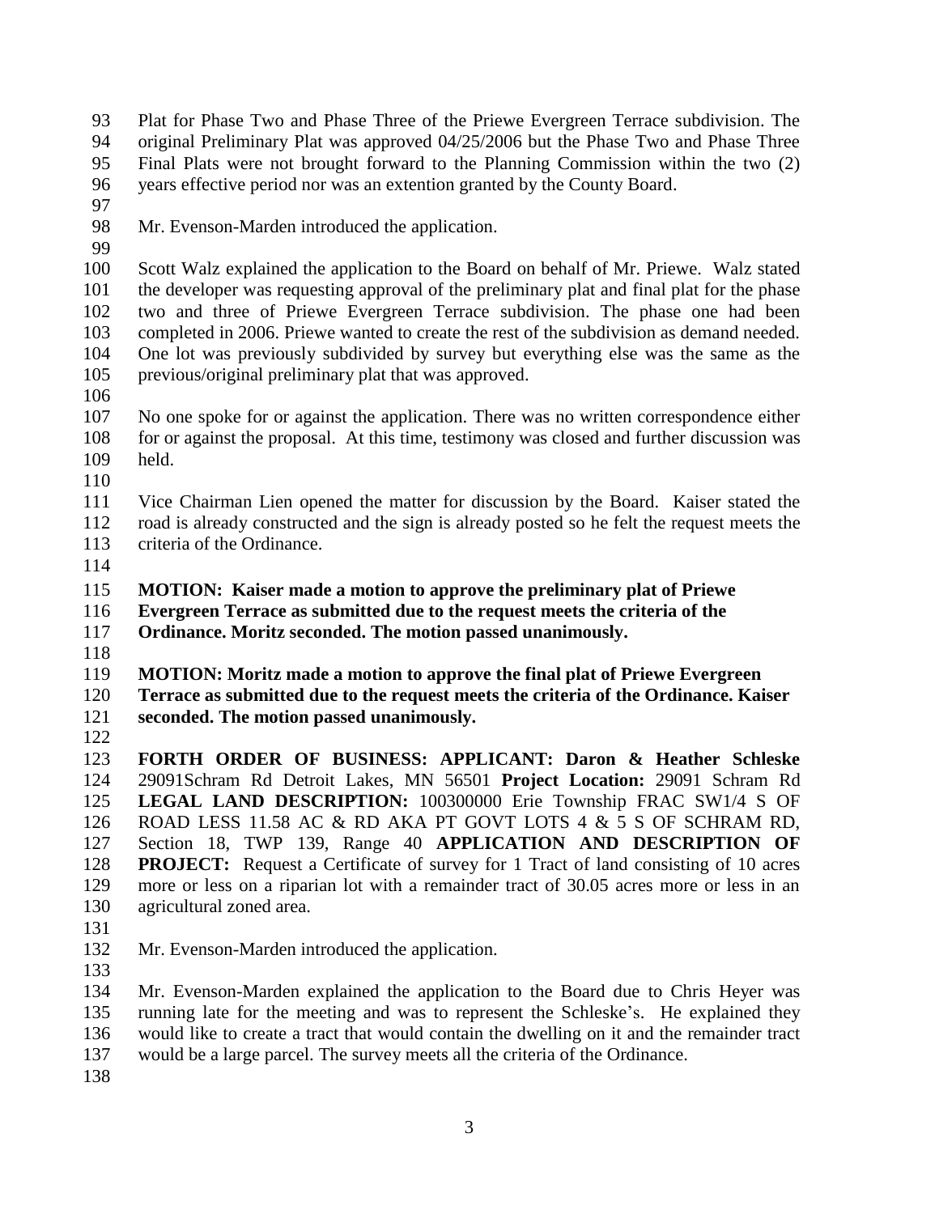Plat for Phase Two and Phase Three of the Priewe Evergreen Terrace subdivision. The original Preliminary Plat was approved 04/25/2006 but the Phase Two and Phase Three Final Plats were not brought forward to the Planning Commission within the two (2) years effective period nor was an extention granted by the County Board.

Mr. Evenson-Marden introduced the application.

Scott Walz explained the application to the Board on behalf of Mr. Priewe. Walz stated the developer was requesting approval of the preliminary plat and final plat for the phase two and three of Priewe Evergreen Terrace subdivision. The phase one had been completed in 2006. Priewe wanted to create the rest of the subdivision as demand needed. One lot was previously subdivided by survey but everything else was the same as the previous/original preliminary plat that was approved.

No one spoke for or against the application. There was no written correspondence either for or against the proposal. At this time, testimony was closed and further discussion was held.

Vice Chairman Lien opened the matter for discussion by the Board. Kaiser stated the road is already constructed and the sign is already posted so he felt the request meets the criteria of the Ordinance.

**MOTION: Kaiser made a motion to approve the preliminary plat of Priewe Evergreen Terrace as submitted due to the request meets the criteria of the Ordinance. Moritz seconded. The motion passed unanimously.**

**MOTION: Moritz made a motion to approve the final plat of Priewe Evergreen Terrace as submitted due to the request meets the criteria of the Ordinance. Kaiser seconded. The motion passed unanimously.**

**FORTH ORDER OF BUSINESS: APPLICANT: Daron & Heather Schleske** 29091Schram Rd Detroit Lakes, MN 56501 **Project Location:** 29091 Schram Rd **LEGAL LAND DESCRIPTION:** 100300000 Erie Township FRAC SW1/4 S OF ROAD LESS 11.58 AC & RD AKA PT GOVT LOTS 4 & 5 S OF SCHRAM RD, Section 18, TWP 139, Range 40 **APPLICATION AND DESCRIPTION OF PROJECT:** Request a Certificate of survey for 1 Tract of land consisting of 10 acres more or less on a riparian lot with a remainder tract of 30.05 acres more or less in an agricultural zoned area.

Mr. Evenson-Marden introduced the application.

Mr. Evenson-Marden explained the application to the Board due to Chris Heyer was running late for the meeting and was to represent the Schleske's. He explained they would like to create a tract that would contain the dwelling on it and the remainder tract would be a large parcel. The survey meets all the criteria of the Ordinance.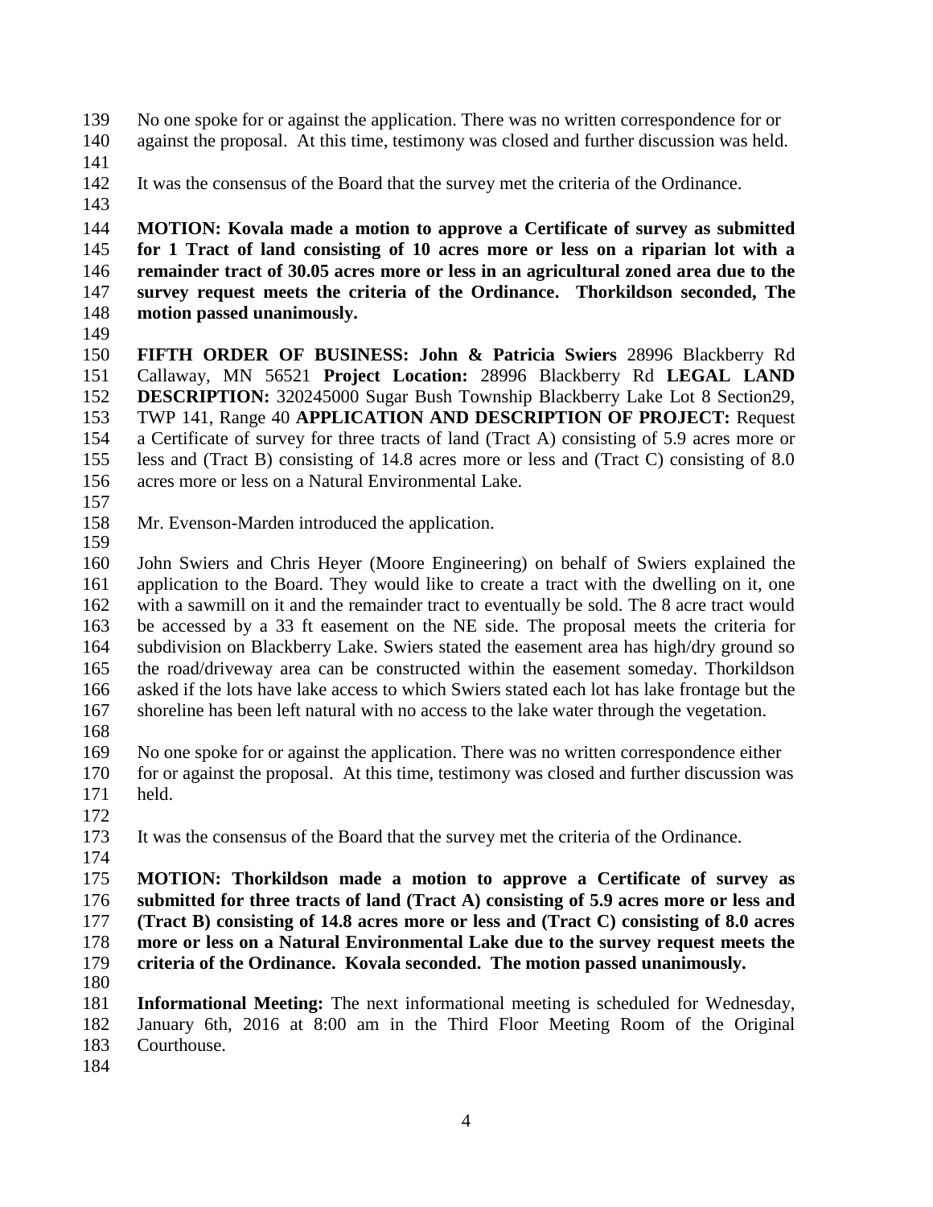No one spoke for or against the application. There was no written correspondence for or against the proposal. At this time, testimony was closed and further discussion was held.

It was the consensus of the Board that the survey met the criteria of the Ordinance.

**MOTION: Kovala made a motion to approve a Certificate of survey as submitted for 1 Tract of land consisting of 10 acres more or less on a riparian lot with a remainder tract of 30.05 acres more or less in an agricultural zoned area due to the survey request meets the criteria of the Ordinance. Thorkildson seconded, The motion passed unanimously.**

**FIFTH ORDER OF BUSINESS: John & Patricia Swiers** 28996 Blackberry Rd Callaway, MN 56521 **Project Location:** 28996 Blackberry Rd **LEGAL LAND DESCRIPTION:** 320245000 Sugar Bush Township Blackberry Lake Lot 8 Section29, TWP 141, Range 40 **APPLICATION AND DESCRIPTION OF PROJECT:** Request a Certificate of survey for three tracts of land (Tract A) consisting of 5.9 acres more or less and (Tract B) consisting of 14.8 acres more or less and (Tract C) consisting of 8.0 acres more or less on a Natural Environmental Lake.

Mr. Evenson-Marden introduced the application.

John Swiers and Chris Heyer (Moore Engineering) on behalf of Swiers explained the application to the Board. They would like to create a tract with the dwelling on it, one with a sawmill on it and the remainder tract to eventually be sold. The 8 acre tract would be accessed by a 33 ft easement on the NE side. The proposal meets the criteria for subdivision on Blackberry Lake. Swiers stated the easement area has high/dry ground so the road/driveway area can be constructed within the easement someday. Thorkildson asked if the lots have lake access to which Swiers stated each lot has lake frontage but the shoreline has been left natural with no access to the lake water through the vegetation.

No one spoke for or against the application. There was no written correspondence either for or against the proposal. At this time, testimony was closed and further discussion was held.

It was the consensus of the Board that the survey met the criteria of the Ordinance.

**MOTION: Thorkildson made a motion to approve a Certificate of survey as submitted for three tracts of land (Tract A) consisting of 5.9 acres more or less and (Tract B) consisting of 14.8 acres more or less and (Tract C) consisting of 8.0 acres more or less on a Natural Environmental Lake due to the survey request meets the criteria of the Ordinance. Kovala seconded. The motion passed unanimously.**

**Informational Meeting:** The next informational meeting is scheduled for Wednesday, January 6th, 2016 at 8:00 am in the Third Floor Meeting Room of the Original Courthouse.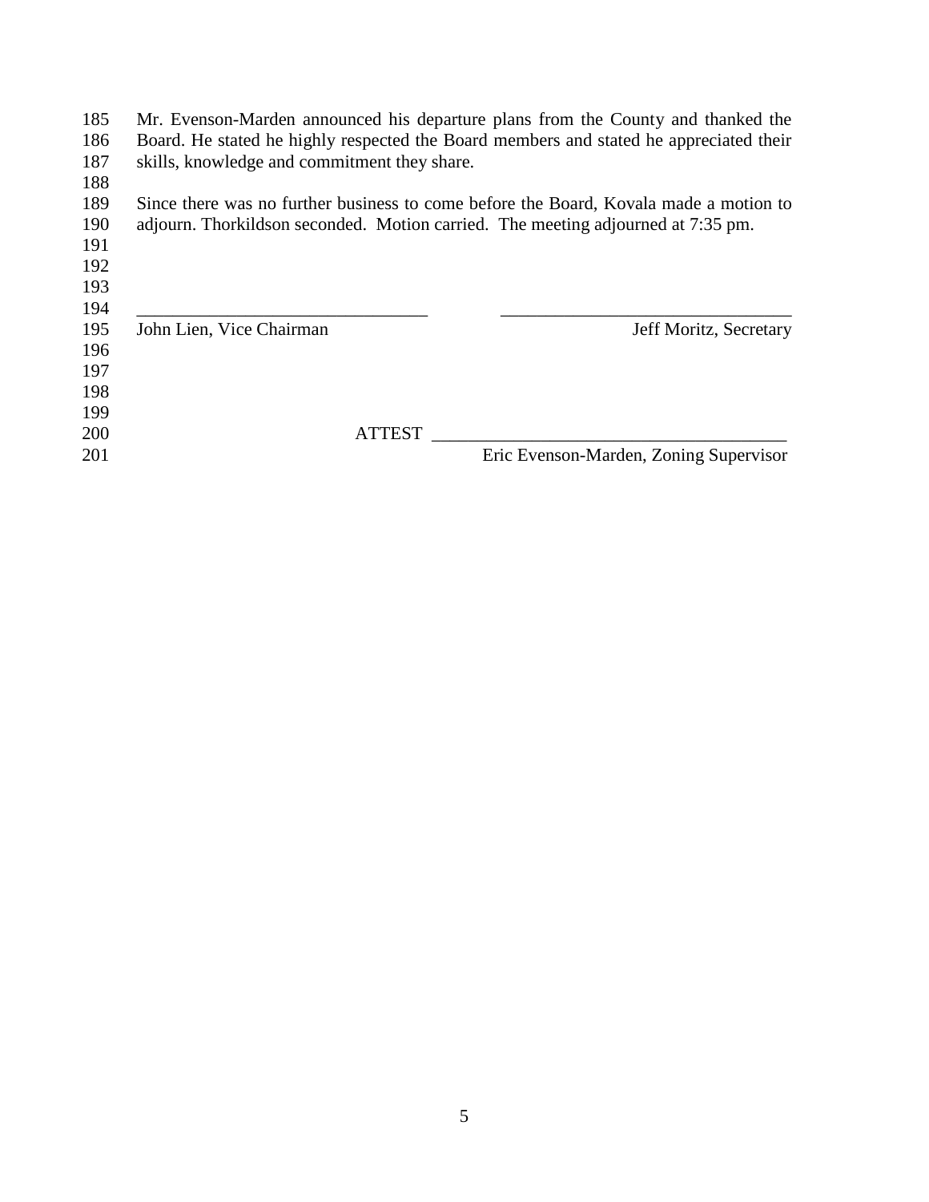Mr. Evenson-Marden announced his departure plans from the County and thanked the Board. He stated he highly respected the Board members and stated he appreciated their skills, knowledge and commitment they share.

Since there was no further business to come before the Board, Kovala made a motion to adjourn. Thorkildson seconded. Motion carried. The meeting adjourned at 7:35 pm.

\_\_\_\_\_\_\_\_\_\_\_\_\_\_\_\_\_\_\_\_\_\_\_\_\_\_\_\_\_\_\_\_ \_\_\_\_\_\_\_\_\_\_\_\_\_\_\_\_\_\_\_\_\_\_\_\_\_\_\_\_\_\_\_\_

John Lien, Vice Chairman Jeff Moritz, Secretary

ATTEST \_\_\_\_\_\_\_\_\_\_\_\_\_\_\_\_\_\_\_\_\_\_\_\_\_\_\_\_\_\_\_\_\_\_\_\_\_\_

Eric Evenson-Marden, Zoning Supervisor